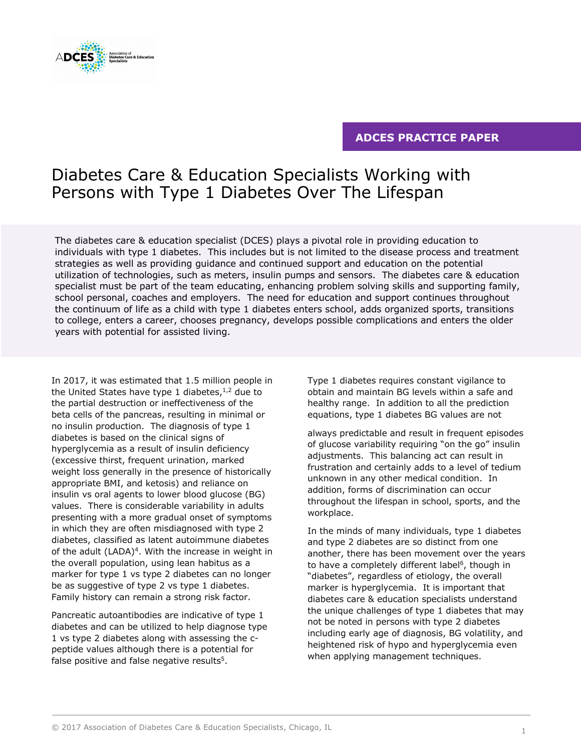ADCES PRACTICE PAPER

# Diabetes Care & Education Specialists Working with Persons with Type 1 Diabetes Over The Lifespan

The diabetes care & education specialist (DCES) plays a pivotal role in providing education to individuals with type 1 diabetes. This includes but is not limited to the disease process and treatment strategies as well as providing guidance and continued support and education on the potential utilization of technologies, such as meters, insulin pumps and sensors. The diabetes care & education specialist must be part of the team educating, enhancing problem solving skills and supporting family, school personal, coaches and employers. The need for education and support continues throughout the continuum of life as a child with type 1 diabetes enters school, adds organized sports, transitions to college, enters a career, chooses pregnancy, develops possible complications and enters the older years with potential for assisted living.

In 2017, it was estimated that 1.5 million people in the United States have type 1 diabetes,[1,2] due to the partial destruction or ineffectiveness of the beta cells of the pancreas, resulting in minimal or no insulin production. The diagnosis of type 1 diabetes is based on the clinical signs of hyperglycemia as a result of insulin deficiency (excessive thirst, frequent urination, marked weight loss generally in the presence of historically appropriate BMI, and ketosis) and reliance on insulin vs oral agents to lower blood glucose (BG) values. There is considerable variability in adults presenting with a more gradual onset of symptoms in which they are often misdiagnosed with type 2 diabetes, classified as latent autoimmune diabetes of the adult (LADA)[4]. With the increase in weight in the overall population, using lean habitus as a marker for type 1 vs type 2 diabetes can no longer be as suggestive of type 2 vs type 1 diabetes. Family history can remain a strong risk factor.

Pancreatic autoantibodies are indicative of type 1 diabetes and can be utilized to help diagnose type 1 vs type 2 diabetes along with assessing the c-peptide values although there is a potential for false positive and false negative results[5].

Type 1 diabetes requires constant vigilance to obtain and maintain BG levels within a safe and healthy range. In addition to all the prediction equations, type 1 diabetes BG values are not always predictable and result in frequent episodes of glucose variability requiring "on the go" insulin adjustments. This balancing act can result in frustration and certainly adds to a level of tedium unknown in any other medical condition. In addition, forms of discrimination can occur throughout the lifespan in school, sports, and the workplace.

In the minds of many individuals, type 1 diabetes and type 2 diabetes are so distinct from one another, there has been movement over the years to have a completely different label[6], though in "diabetes", regardless of etiology, the overall marker is hyperglycemia. It is important that diabetes care & education specialists understand the unique challenges of type 1 diabetes that may not be noted in persons with type 2 diabetes including early age of diagnosis, BG volatility, and heightened risk of hypo and hyperglycemia even when applying management techniques.

© 2017 Association of Diabetes Care & Education Specialists, Chicago, IL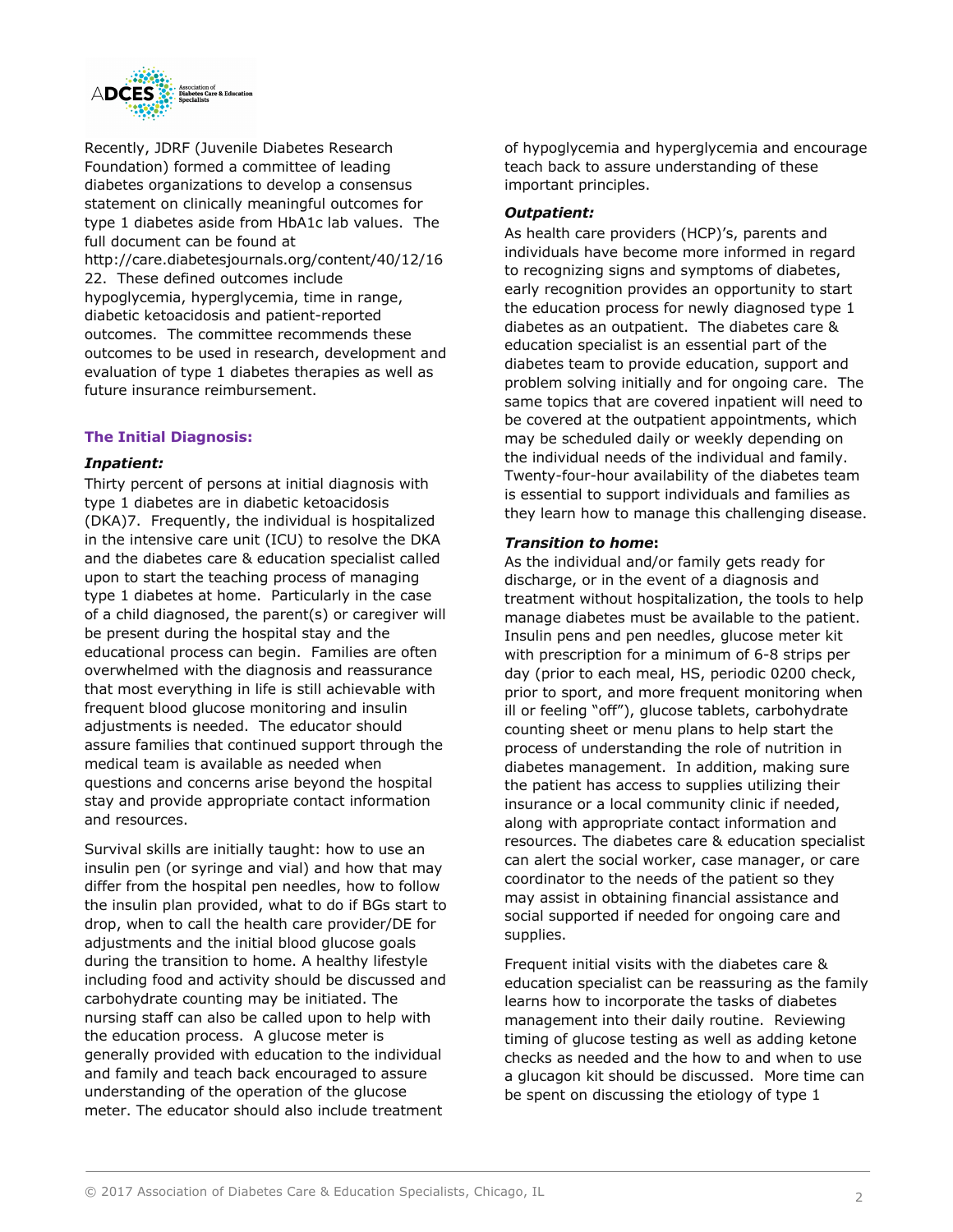Recently, JDRF (Juvenile Diabetes Research Foundation) formed a committee of leading diabetes organizations to develop a consensus statement on clinically meaningful outcomes for type 1 diabetes aside from HbA1c lab values. The full document can be found at http://care.diabetesjournals.org/content/40/12/1622. These defined outcomes include hypoglycemia, hyperglycemia, time in range, diabetic ketoacidosis and patient-reported outcomes. The committee recommends these outcomes to be used in research, development and evaluation of type 1 diabetes therapies as well as future insurance reimbursement.

### The Initial Diagnosis:

#### *Inpatient:*

Thirty percent of persons at initial diagnosis with type 1 diabetes are in diabetic ketoacidosis (DKA)7. Frequently, the individual is hospitalized in the intensive care unit (ICU) to resolve the DKA and the diabetes care & education specialist called upon to start the teaching process of managing type 1 diabetes at home. Particularly in the case of a child diagnosed, the parent(s) or caregiver will be present during the hospital stay and the educational process can begin. Families are often overwhelmed with the diagnosis and reassurance that most everything in life is still achievable with frequent blood glucose monitoring and insulin adjustments is needed. The educator should assure families that continued support through the medical team is available as needed when questions and concerns arise beyond the hospital stay and provide appropriate contact information and resources.

Survival skills are initially taught: how to use an insulin pen (or syringe and vial) and how that may differ from the hospital pen needles, how to follow the insulin plan provided, what to do if BGs start to drop, when to call the health care provider/DE for adjustments and the initial blood glucose goals during the transition to home. A healthy lifestyle including food and activity should be discussed and carbohydrate counting may be initiated. The nursing staff can also be called upon to help with the education process. A glucose meter is generally provided with education to the individual and family and teach back encouraged to assure understanding of the operation of the glucose meter. The educator should also include treatment of hypoglycemia and hyperglycemia and encourage teach back to assure understanding of these important principles.

#### *Outpatient:*

As health care providers (HCP)'s, parents and individuals have become more informed in regard to recognizing signs and symptoms of diabetes, early recognition provides an opportunity to start the education process for newly diagnosed type 1 diabetes as an outpatient. The diabetes care & education specialist is an essential part of the diabetes team to provide education, support and problem solving initially and for ongoing care. The same topics that are covered inpatient will need to be covered at the outpatient appointments, which may be scheduled daily or weekly depending on the individual needs of the individual and family. Twenty-four-hour availability of the diabetes team is essential to support individuals and families as they learn how to manage this challenging disease.

#### ***Transition to home*:**

As the individual and/or family gets ready for discharge, or in the event of a diagnosis and treatment without hospitalization, the tools to help manage diabetes must be available to the patient. Insulin pens and pen needles, glucose meter kit with prescription for a minimum of 6-8 strips per day (prior to each meal, HS, periodic 0200 check, prior to sport, and more frequent monitoring when ill or feeling "off"), glucose tablets, carbohydrate counting sheet or menu plans to help start the process of understanding the role of nutrition in diabetes management. In addition, making sure the patient has access to supplies utilizing their insurance or a local community clinic if needed, along with appropriate contact information and resources. The diabetes care & education specialist can alert the social worker, case manager, or care coordinator to the needs of the patient so they may assist in obtaining financial assistance and social supported if needed for ongoing care and supplies.

Frequent initial visits with the diabetes care & education specialist can be reassuring as the family learns how to incorporate the tasks of diabetes management into their daily routine. Reviewing timing of glucose testing as well as adding ketone checks as needed and the how to and when to use a glucagon kit should be discussed. More time can be spent on discussing the etiology of type 1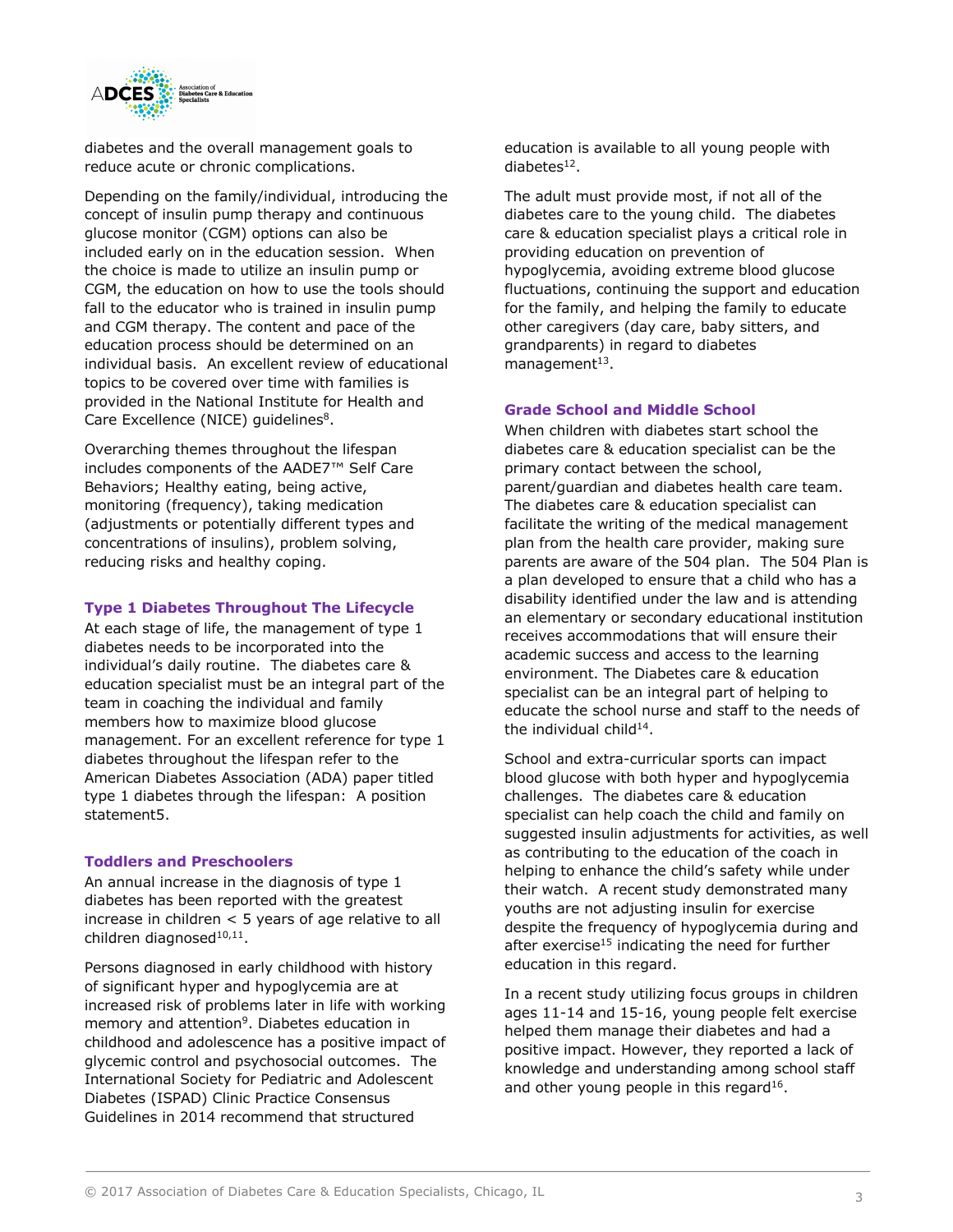diabetes and the overall management goals to reduce acute or chronic complications.

Depending on the family/individual, introducing the concept of insulin pump therapy and continuous glucose monitor (CGM) options can also be included early on in the education session. When the choice is made to utilize an insulin pump or CGM, the education on how to use the tools should fall to the educator who is trained in insulin pump and CGM therapy. The content and pace of the education process should be determined on an individual basis. An excellent review of educational topics to be covered over time with families is provided in the National Institute for Health and Care Excellence (NICE) guidelines[8].

Overarching themes throughout the lifespan includes components of the AADE7™ Self Care Behaviors; Healthy eating, being active, monitoring (frequency), taking medication (adjustments or potentially different types and concentrations of insulins), problem solving, reducing risks and healthy coping.

### Type 1 Diabetes Throughout The Lifecycle

At each stage of life, the management of type 1 diabetes needs to be incorporated into the individual's daily routine. The diabetes care & education specialist must be an integral part of the team in coaching the individual and family members how to maximize blood glucose management. For an excellent reference for type 1 diabetes throughout the lifespan refer to the American Diabetes Association (ADA) paper titled type 1 diabetes through the lifespan: A position statement5.

### Toddlers and Preschoolers

An annual increase in the diagnosis of type 1 diabetes has been reported with the greatest increase in children < 5 years of age relative to all children diagnosed[10,11].

Persons diagnosed in early childhood with history of significant hyper and hypoglycemia are at increased risk of problems later in life with working memory and attention[9]. Diabetes education in childhood and adolescence has a positive impact of glycemic control and psychosocial outcomes. The International Society for Pediatric and Adolescent Diabetes (ISPAD) Clinic Practice Consensus Guidelines in 2014 recommend that structured education is available to all young people with diabetes[12].

The adult must provide most, if not all of the diabetes care to the young child. The diabetes care & education specialist plays a critical role in providing education on prevention of hypoglycemia, avoiding extreme blood glucose fluctuations, continuing the support and education for the family, and helping the family to educate other caregivers (day care, baby sitters, and grandparents) in regard to diabetes management[13].

### Grade School and Middle School

When children with diabetes start school the diabetes care & education specialist can be the primary contact between the school, parent/guardian and diabetes health care team. The diabetes care & education specialist can facilitate the writing of the medical management plan from the health care provider, making sure parents are aware of the 504 plan. The 504 Plan is a plan developed to ensure that a child who has a disability identified under the law and is attending an elementary or secondary educational institution receives accommodations that will ensure their academic success and access to the learning environment. The Diabetes care & education specialist can be an integral part of helping to educate the school nurse and staff to the needs of the individual child[14].

School and extra-curricular sports can impact blood glucose with both hyper and hypoglycemia challenges. The diabetes care & education specialist can help coach the child and family on suggested insulin adjustments for activities, as well as contributing to the education of the coach in helping to enhance the child's safety while under their watch. A recent study demonstrated many youths are not adjusting insulin for exercise despite the frequency of hypoglycemia during and after exercise[15] indicating the need for further education in this regard.

In a recent study utilizing focus groups in children ages 11-14 and 15-16, young people felt exercise helped them manage their diabetes and had a positive impact. However, they reported a lack of knowledge and understanding among school staff and other young people in this regard[16].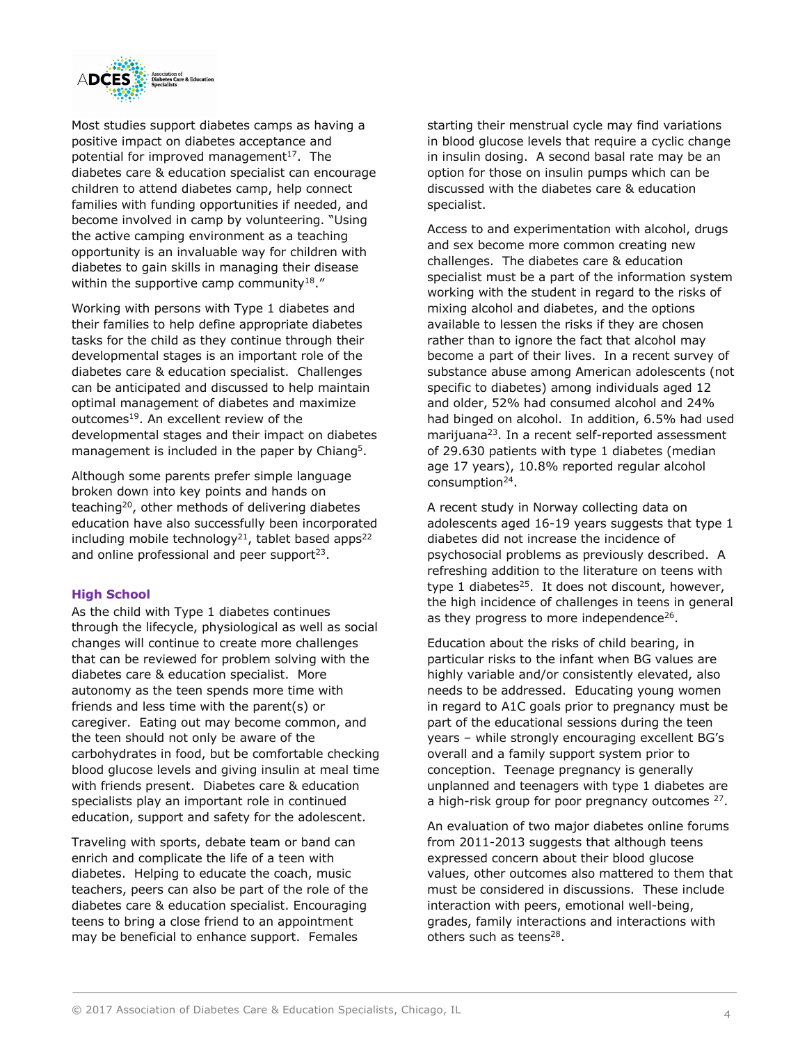Most studies support diabetes camps as having a positive impact on diabetes acceptance and potential for improved management[17]. The diabetes care & education specialist can encourage children to attend diabetes camp, help connect families with funding opportunities if needed, and become involved in camp by volunteering. "Using the active camping environment as a teaching opportunity is an invaluable way for children with diabetes to gain skills in managing their disease within the supportive camp community[18]."

Working with persons with Type 1 diabetes and their families to help define appropriate diabetes tasks for the child as they continue through their developmental stages is an important role of the diabetes care & education specialist. Challenges can be anticipated and discussed to help maintain optimal management of diabetes and maximize outcomes[19]. An excellent review of the developmental stages and their impact on diabetes management is included in the paper by Chiang[5].

Although some parents prefer simple language broken down into key points and hands on teaching[20], other methods of delivering diabetes education have also successfully been incorporated including mobile technology[21], tablet based apps[22] and online professional and peer support[23].

### High School

As the child with Type 1 diabetes continues through the lifecycle, physiological as well as social changes will continue to create more challenges that can be reviewed for problem solving with the diabetes care & education specialist. More autonomy as the teen spends more time with friends and less time with the parent(s) or caregiver. Eating out may become common, and the teen should not only be aware of the carbohydrates in food, but be comfortable checking blood glucose levels and giving insulin at meal time with friends present. Diabetes care & education specialists play an important role in continued education, support and safety for the adolescent.

Traveling with sports, debate team or band can enrich and complicate the life of a teen with diabetes. Helping to educate the coach, music teachers, peers can also be part of the role of the diabetes care & education specialist. Encouraging teens to bring a close friend to an appointment may be beneficial to enhance support. Females starting their menstrual cycle may find variations in blood glucose levels that require a cyclic change in insulin dosing. A second basal rate may be an option for those on insulin pumps which can be discussed with the diabetes care & education specialist.

Access to and experimentation with alcohol, drugs and sex become more common creating new challenges. The diabetes care & education specialist must be a part of the information system working with the student in regard to the risks of mixing alcohol and diabetes, and the options available to lessen the risks if they are chosen rather than to ignore the fact that alcohol may become a part of their lives. In a recent survey of substance abuse among American adolescents (not specific to diabetes) among individuals aged 12 and older, 52% had consumed alcohol and 24% had binged on alcohol. In addition, 6.5% had used marijuana[23]. In a recent self-reported assessment of 29.630 patients with type 1 diabetes (median age 17 years), 10.8% reported regular alcohol consumption[24].

A recent study in Norway collecting data on adolescents aged 16-19 years suggests that type 1 diabetes did not increase the incidence of psychosocial problems as previously described. A refreshing addition to the literature on teens with type 1 diabetes[25]. It does not discount, however, the high incidence of challenges in teens in general as they progress to more independence[26].

Education about the risks of child bearing, in particular risks to the infant when BG values are highly variable and/or consistently elevated, also needs to be addressed. Educating young women in regard to A1C goals prior to pregnancy must be part of the educational sessions during the teen years – while strongly encouraging excellent BG's overall and a family support system prior to conception. Teenage pregnancy is generally unplanned and teenagers with type 1 diabetes are a high-risk group for poor pregnancy outcomes [27].

An evaluation of two major diabetes online forums from 2011-2013 suggests that although teens expressed concern about their blood glucose values, other outcomes also mattered to them that must be considered in discussions. These include interaction with peers, emotional well-being, grades, family interactions and interactions with others such as teens[28].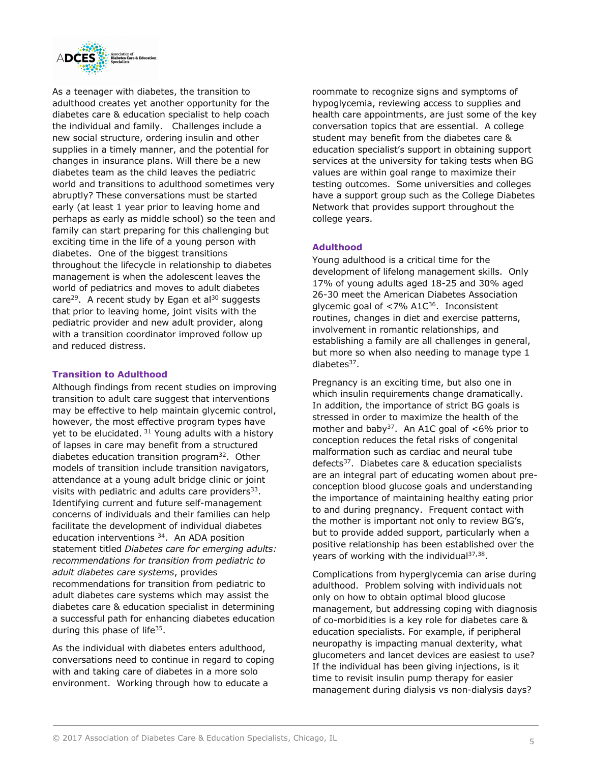As a teenager with diabetes, the transition to adulthood creates yet another opportunity for the diabetes care & education specialist to help coach the individual and family. Challenges include a new social structure, ordering insulin and other supplies in a timely manner, and the potential for changes in insurance plans. Will there be a new diabetes team as the child leaves the pediatric world and transitions to adulthood sometimes very abruptly? These conversations must be started early (at least 1 year prior to leaving home and perhaps as early as middle school) so the teen and family can start preparing for this challenging but exciting time in the life of a young person with diabetes. One of the biggest transitions throughout the lifecycle in relationship to diabetes management is when the adolescent leaves the world of pediatrics and moves to adult diabetes care[29]. A recent study by Egan et al[30] suggests that prior to leaving home, joint visits with the pediatric provider and new adult provider, along with a transition coordinator improved follow up and reduced distress.

### Transition to Adulthood

Although findings from recent studies on improving transition to adult care suggest that interventions may be effective to help maintain glycemic control, however, the most effective program types have yet to be elucidated. [31] Young adults with a history of lapses in care may benefit from a structured diabetes education transition program[32]. Other models of transition include transition navigators, attendance at a young adult bridge clinic or joint visits with pediatric and adults care providers[33]. Identifying current and future self-management concerns of individuals and their families can help facilitate the development of individual diabetes education interventions [34]. An ADA position statement titled *Diabetes care for emerging adults: recommendations for transition from pediatric to adult diabetes care systems*, provides recommendations for transition from pediatric to adult diabetes care systems which may assist the diabetes care & education specialist in determining a successful path for enhancing diabetes education during this phase of life[35].

As the individual with diabetes enters adulthood, conversations need to continue in regard to coping with and taking care of diabetes in a more solo environment. Working through how to educate a roommate to recognize signs and symptoms of hypoglycemia, reviewing access to supplies and health care appointments, are just some of the key conversation topics that are essential. A college student may benefit from the diabetes care & education specialist's support in obtaining support services at the university for taking tests when BG values are within goal range to maximize their testing outcomes. Some universities and colleges have a support group such as the College Diabetes Network that provides support throughout the college years.

### Adulthood

Young adulthood is a critical time for the development of lifelong management skills. Only 17% of young adults aged 18-25 and 30% aged 26-30 meet the American Diabetes Association glycemic goal of <7% A1C[36]. Inconsistent routines, changes in diet and exercise patterns, involvement in romantic relationships, and establishing a family are all challenges in general, but more so when also needing to manage type 1 diabetes[37].

Pregnancy is an exciting time, but also one in which insulin requirements change dramatically. In addition, the importance of strict BG goals is stressed in order to maximize the health of the mother and baby[37]. An A1C goal of <6% prior to conception reduces the fetal risks of congenital malformation such as cardiac and neural tube defects[37]. Diabetes care & education specialists are an integral part of educating women about pre-conception blood glucose goals and understanding the importance of maintaining healthy eating prior to and during pregnancy. Frequent contact with the mother is important not only to review BG's, but to provide added support, particularly when a positive relationship has been established over the years of working with the individual[37,38].

Complications from hyperglycemia can arise during adulthood. Problem solving with individuals not only on how to obtain optimal blood glucose management, but addressing coping with diagnosis of co-morbidities is a key role for diabetes care & education specialists. For example, if peripheral neuropathy is impacting manual dexterity, what glucometers and lancet devices are easiest to use? If the individual has been giving injections, is it time to revisit insulin pump therapy for easier management during dialysis vs non-dialysis days?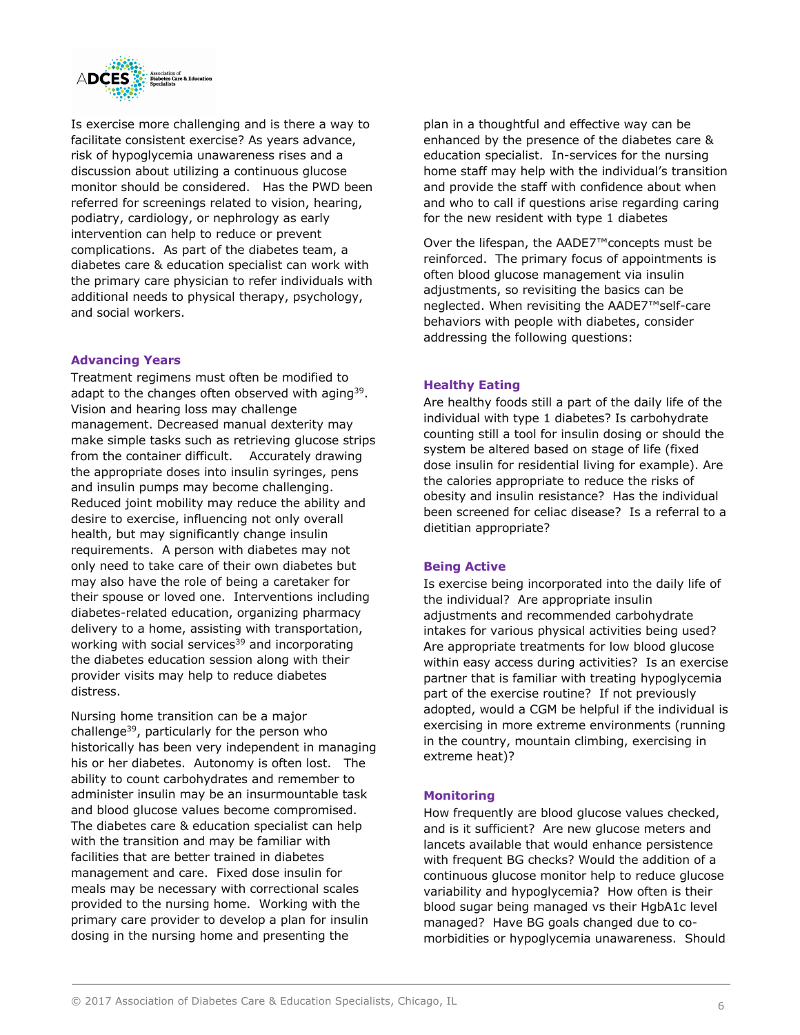Is exercise more challenging and is there a way to facilitate consistent exercise? As years advance, risk of hypoglycemia unawareness rises and a discussion about utilizing a continuous glucose monitor should be considered. Has the PWD been referred for screenings related to vision, hearing, podiatry, cardiology, or nephrology as early intervention can help to reduce or prevent complications. As part of the diabetes team, a diabetes care & education specialist can work with the primary care physician to refer individuals with additional needs to physical therapy, psychology, and social workers.

### Advancing Years

Treatment regimens must often be modified to adapt to the changes often observed with aging[39]. Vision and hearing loss may challenge management. Decreased manual dexterity may make simple tasks such as retrieving glucose strips from the container difficult. Accurately drawing the appropriate doses into insulin syringes, pens and insulin pumps may become challenging. Reduced joint mobility may reduce the ability and desire to exercise, influencing not only overall health, but may significantly change insulin requirements. A person with diabetes may not only need to take care of their own diabetes but may also have the role of being a caretaker for their spouse or loved one. Interventions including diabetes-related education, organizing pharmacy delivery to a home, assisting with transportation, working with social services[39] and incorporating the diabetes education session along with their provider visits may help to reduce diabetes distress.

Nursing home transition can be a major challenge[39], particularly for the person who historically has been very independent in managing his or her diabetes. Autonomy is often lost. The ability to count carbohydrates and remember to administer insulin may be an insurmountable task and blood glucose values become compromised. The diabetes care & education specialist can help with the transition and may be familiar with facilities that are better trained in diabetes management and care. Fixed dose insulin for meals may be necessary with correctional scales provided to the nursing home. Working with the primary care provider to develop a plan for insulin dosing in the nursing home and presenting the plan in a thoughtful and effective way can be enhanced by the presence of the diabetes care & education specialist. In-services for the nursing home staff may help with the individual's transition and provide the staff with confidence about when and who to call if questions arise regarding caring for the new resident with type 1 diabetes

Over the lifespan, the AADE7™concepts must be reinforced. The primary focus of appointments is often blood glucose management via insulin adjustments, so revisiting the basics can be neglected. When revisiting the AADE7™self-care behaviors with people with diabetes, consider addressing the following questions:

### Healthy Eating

Are healthy foods still a part of the daily life of the individual with type 1 diabetes? Is carbohydrate counting still a tool for insulin dosing or should the system be altered based on stage of life (fixed dose insulin for residential living for example). Are the calories appropriate to reduce the risks of obesity and insulin resistance? Has the individual been screened for celiac disease? Is a referral to a dietitian appropriate?

### Being Active

Is exercise being incorporated into the daily life of the individual? Are appropriate insulin adjustments and recommended carbohydrate intakes for various physical activities being used? Are appropriate treatments for low blood glucose within easy access during activities? Is an exercise partner that is familiar with treating hypoglycemia part of the exercise routine? If not previously adopted, would a CGM be helpful if the individual is exercising in more extreme environments (running in the country, mountain climbing, exercising in extreme heat)?

### Monitoring

How frequently are blood glucose values checked, and is it sufficient? Are new glucose meters and lancets available that would enhance persistence with frequent BG checks? Would the addition of a continuous glucose monitor help to reduce glucose variability and hypoglycemia? How often is their blood sugar being managed vs their HgbA1c level managed? Have BG goals changed due to co-morbidities or hypoglycemia unawareness. Should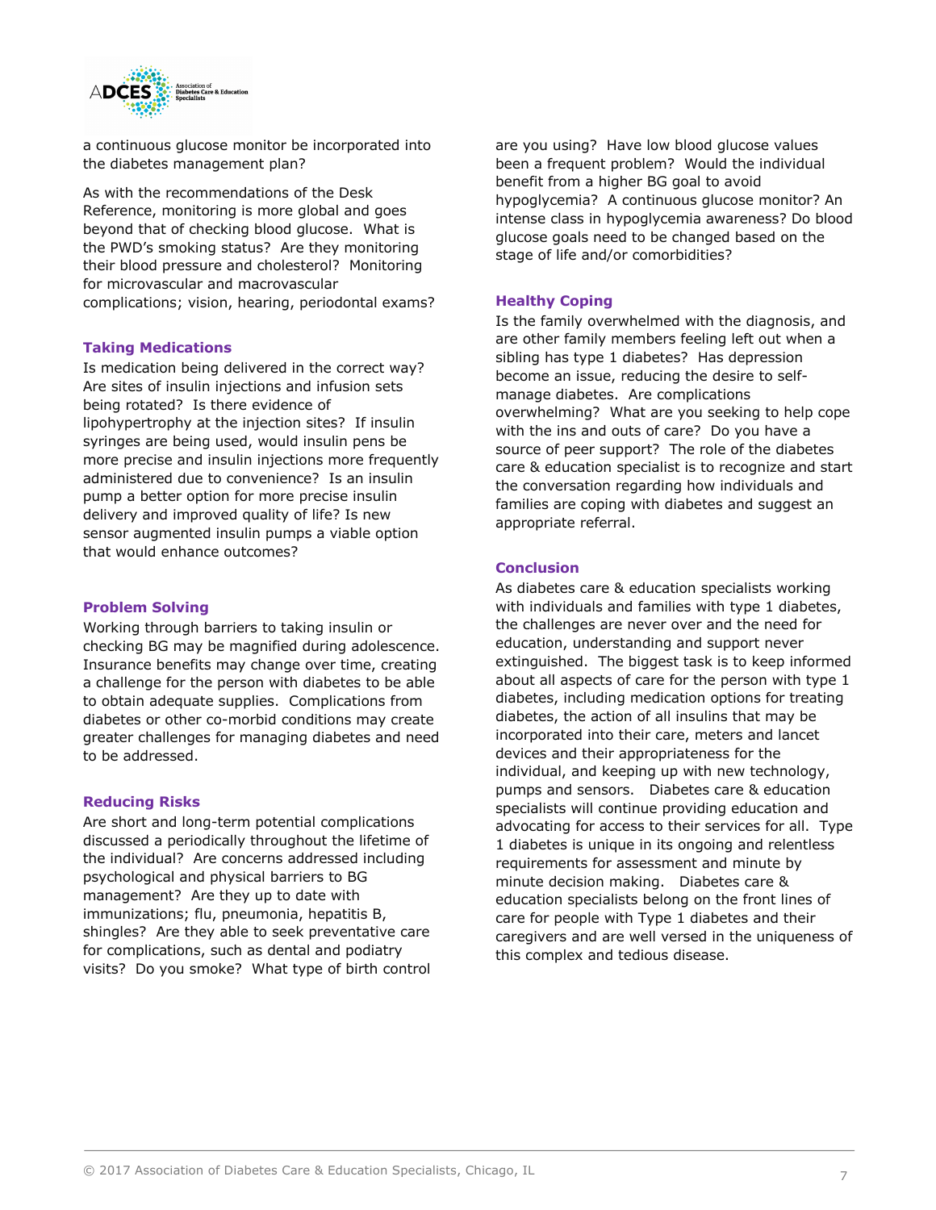a continuous glucose monitor be incorporated into the diabetes management plan?

As with the recommendations of the Desk Reference, monitoring is more global and goes beyond that of checking blood glucose. What is the PWD's smoking status? Are they monitoring their blood pressure and cholesterol? Monitoring for microvascular and macrovascular complications; vision, hearing, periodontal exams?

### Taking Medications

Is medication being delivered in the correct way? Are sites of insulin injections and infusion sets being rotated? Is there evidence of lipohypertrophy at the injection sites? If insulin syringes are being used, would insulin pens be more precise and insulin injections more frequently administered due to convenience? Is an insulin pump a better option for more precise insulin delivery and improved quality of life? Is new sensor augmented insulin pumps a viable option that would enhance outcomes?

### Problem Solving

Working through barriers to taking insulin or checking BG may be magnified during adolescence. Insurance benefits may change over time, creating a challenge for the person with diabetes to be able to obtain adequate supplies. Complications from diabetes or other co-morbid conditions may create greater challenges for managing diabetes and need to be addressed.

### Reducing Risks

Are short and long-term potential complications discussed a periodically throughout the lifetime of the individual? Are concerns addressed including psychological and physical barriers to BG management? Are they up to date with immunizations; flu, pneumonia, hepatitis B, shingles? Are they able to seek preventative care for complications, such as dental and podiatry visits? Do you smoke? What type of birth control are you using? Have low blood glucose values been a frequent problem? Would the individual benefit from a higher BG goal to avoid hypoglycemia? A continuous glucose monitor? An intense class in hypoglycemia awareness? Do blood glucose goals need to be changed based on the stage of life and/or comorbidities?

### Healthy Coping

Is the family overwhelmed with the diagnosis, and are other family members feeling left out when a sibling has type 1 diabetes? Has depression become an issue, reducing the desire to self-manage diabetes. Are complications overwhelming? What are you seeking to help cope with the ins and outs of care? Do you have a source of peer support? The role of the diabetes care & education specialist is to recognize and start the conversation regarding how individuals and families are coping with diabetes and suggest an appropriate referral.

### Conclusion

As diabetes care & education specialists working with individuals and families with type 1 diabetes, the challenges are never over and the need for education, understanding and support never extinguished. The biggest task is to keep informed about all aspects of care for the person with type 1 diabetes, including medication options for treating diabetes, the action of all insulins that may be incorporated into their care, meters and lancet devices and their appropriateness for the individual, and keeping up with new technology, pumps and sensors. Diabetes care & education specialists will continue providing education and advocating for access to their services for all. Type 1 diabetes is unique in its ongoing and relentless requirements for assessment and minute by minute decision making. Diabetes care & education specialists belong on the front lines of care for people with Type 1 diabetes and their caregivers and are well versed in the uniqueness of this complex and tedious disease.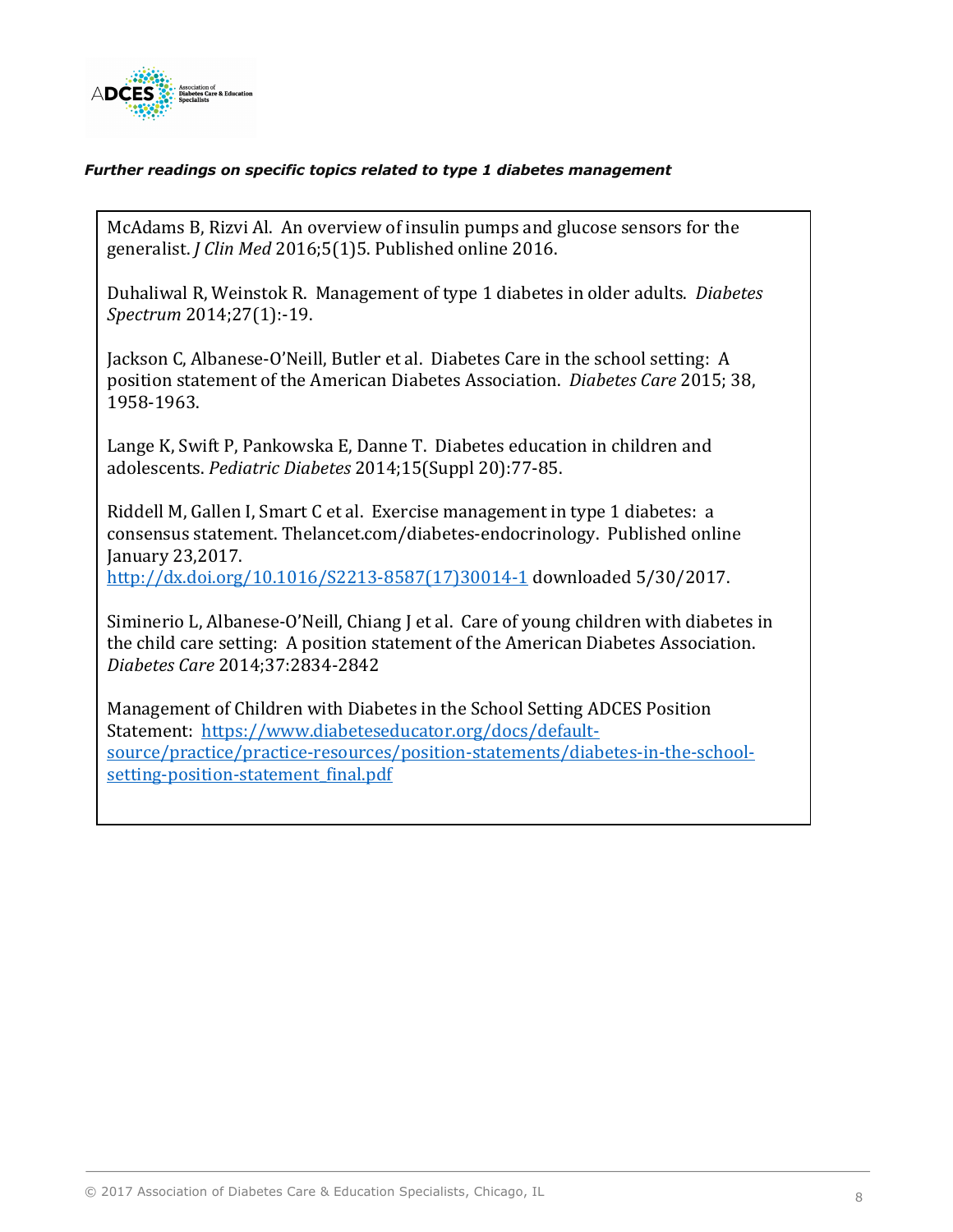***Further readings on specific topics related to type 1 diabetes management***

McAdams B, Rizvi Al. An overview of insulin pumps and glucose sensors for the generalist. *J Clin Med* 2016;5(1)5. Published online 2016.

Duhaliwal R, Weinstok R. Management of type 1 diabetes in older adults. *Diabetes Spectrum* 2014;27(1):-19.

Jackson C, Albanese-O'Neill, Butler et al. Diabetes Care in the school setting: A position statement of the American Diabetes Association. *Diabetes Care* 2015; 38, 1958-1963.

Lange K, Swift P, Pankowska E, Danne T. Diabetes education in children and adolescents. *Pediatric Diabetes* 2014;15(Suppl 20):77-85.

Riddell M, Gallen I, Smart C et al. Exercise management in type 1 diabetes: a consensus statement. Thelancet.com/diabetes-endocrinology. Published online January 23,2017. [http://dx.doi.org/10.1016/S2213-8587(17)30014-1](http://dx.doi.org/10.1016/S2213-8587(17)30014-1) downloaded 5/30/2017.

Siminerio L, Albanese-O'Neill, Chiang J et al. Care of young children with diabetes in the child care setting: A position statement of the American Diabetes Association. *Diabetes Care* 2014;37:2834-2842

Management of Children with Diabetes in the School Setting ADCES Position Statement: [https://www.diabeteseducator.org/docs/default-source/practice/practice-resources/position-statements/diabetes-in-the-school-setting-position-statement_final.pdf](https://www.diabeteseducator.org/docs/default-source/practice/practice-resources/position-statements/diabetes-in-the-school-setting-position-statement_final.pdf)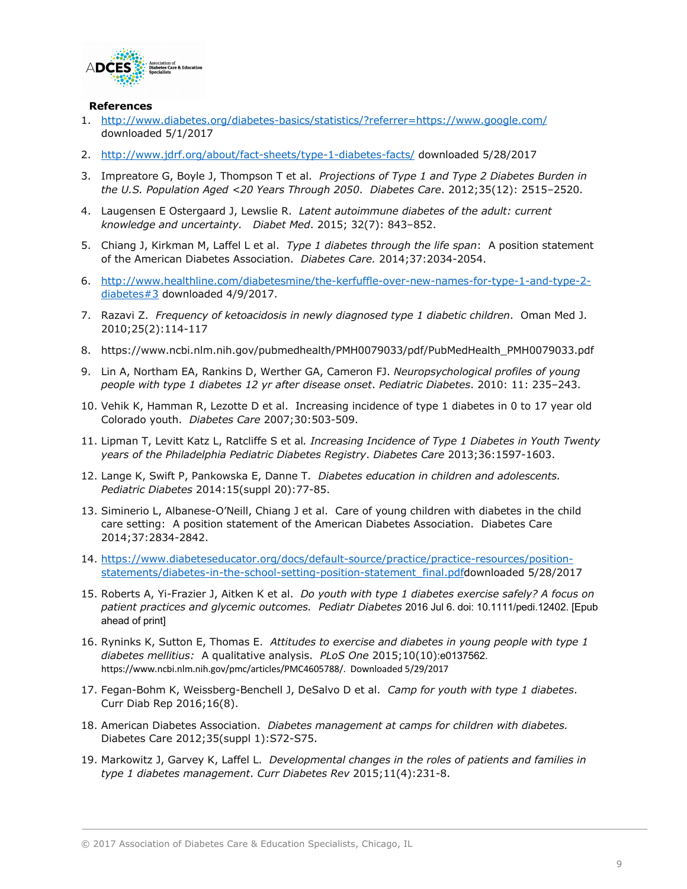**References**

1. http://www.diabetes.org/diabetes-basics/statistics/?referrer=https://www.google.com/ downloaded 5/1/2017
2. http://www.jdrf.org/about/fact-sheets/type-1-diabetes-facts/ downloaded 5/28/2017
3. Impreatore G, Boyle J, Thompson T et al. *Projections of Type 1 and Type 2 Diabetes Burden in the U.S. Population Aged <20 Years Through 2050*. *Diabetes Care*. 2012;35(12): 2515–2520.
4. Laugensen E Ostergaard J, Lewslie R. *Latent autoimmune diabetes of the adult: current knowledge and uncertainty*. *Diabet Med*. 2015; 32(7): 843–852.
5. Chiang J, Kirkman M, Laffel L et al. *Type 1 diabetes through the life span*: A position statement of the American Diabetes Association. *Diabetes Care.* 2014;37:2034-2054.
6. http://www.healthline.com/diabetesmine/the-kerfuffle-over-new-names-for-type-1-and-type-2-diabetes#3 downloaded 4/9/2017.
7. Razavi Z. *Frequency of ketoacidosis in newly diagnosed type 1 diabetic children*. Oman Med J. 2010;25(2):114-117
8. https://www.ncbi.nlm.nih.gov/pubmedhealth/PMH0079033/pdf/PubMedHealth_PMH0079033.pdf
9. Lin A, Northam EA, Rankins D, Werther GA, Cameron FJ. *Neuropsychological profiles of young people with type 1 diabetes 12 yr after disease onset*. *Pediatric Diabetes*. 2010: 11: 235–243.
10. Vehik K, Hamman R, Lezotte D et al. Increasing incidence of type 1 diabetes in 0 to 17 year old Colorado youth. *Diabetes Care* 2007;30:503-509.
11. Lipman T, Levitt Katz L, Ratcliffe S et al. *Increasing Incidence of Type 1 Diabetes in Youth Twenty years of the Philadelphia Pediatric Diabetes Registry*. *Diabetes Care* 2013;36:1597-1603.
12. Lange K, Swift P, Pankowska E, Danne T. *Diabetes education in children and adolescents. Pediatric Diabetes* 2014:15(suppl 20):77-85.
13. Siminerio L, Albanese-O'Neill, Chiang J et al. Care of young children with diabetes in the child care setting: A position statement of the American Diabetes Association. Diabetes Care 2014;37:2834-2842.
14. https://www.diabeteseducator.org/docs/default-source/practice/practice-resources/position-statements/diabetes-in-the-school-setting-position-statement_final.pdfdownloaded 5/28/2017
15. Roberts A, Yi-Frazier J, Aitken K et al. *Do youth with type 1 diabetes exercise safely? A focus on patient practices and glycemic outcomes.* *Pediatr Diabetes* 2016 Jul 6. doi: 10.1111/pedi.12402. [Epub ahead of print]
16. Ryninks K, Sutton E, Thomas E. *Attitudes to exercise and diabetes in young people with type 1 diabetes mellitius:* A qualitative analysis. *PLoS One* 2015;10(10):e0137562. https://www.ncbi.nlm.nih.gov/pmc/articles/PMC4605788/. Downloaded 5/29/2017
17. Fegan-Bohm K, Weissberg-Benchell J, DeSalvo D et al. *Camp for youth with type 1 diabetes*. Curr Diab Rep 2016;16(8).
18. American Diabetes Association. *Diabetes management at camps for children with diabetes.* Diabetes Care 2012;35(suppl 1):S72-S75.
19. Markowitz J, Garvey K, Laffel L. *Developmental changes in the roles of patients and families in type 1 diabetes management*. *Curr Diabetes Rev* 2015;11(4):231-8.

© 2017 Association of Diabetes Care & Education Specialists, Chicago, IL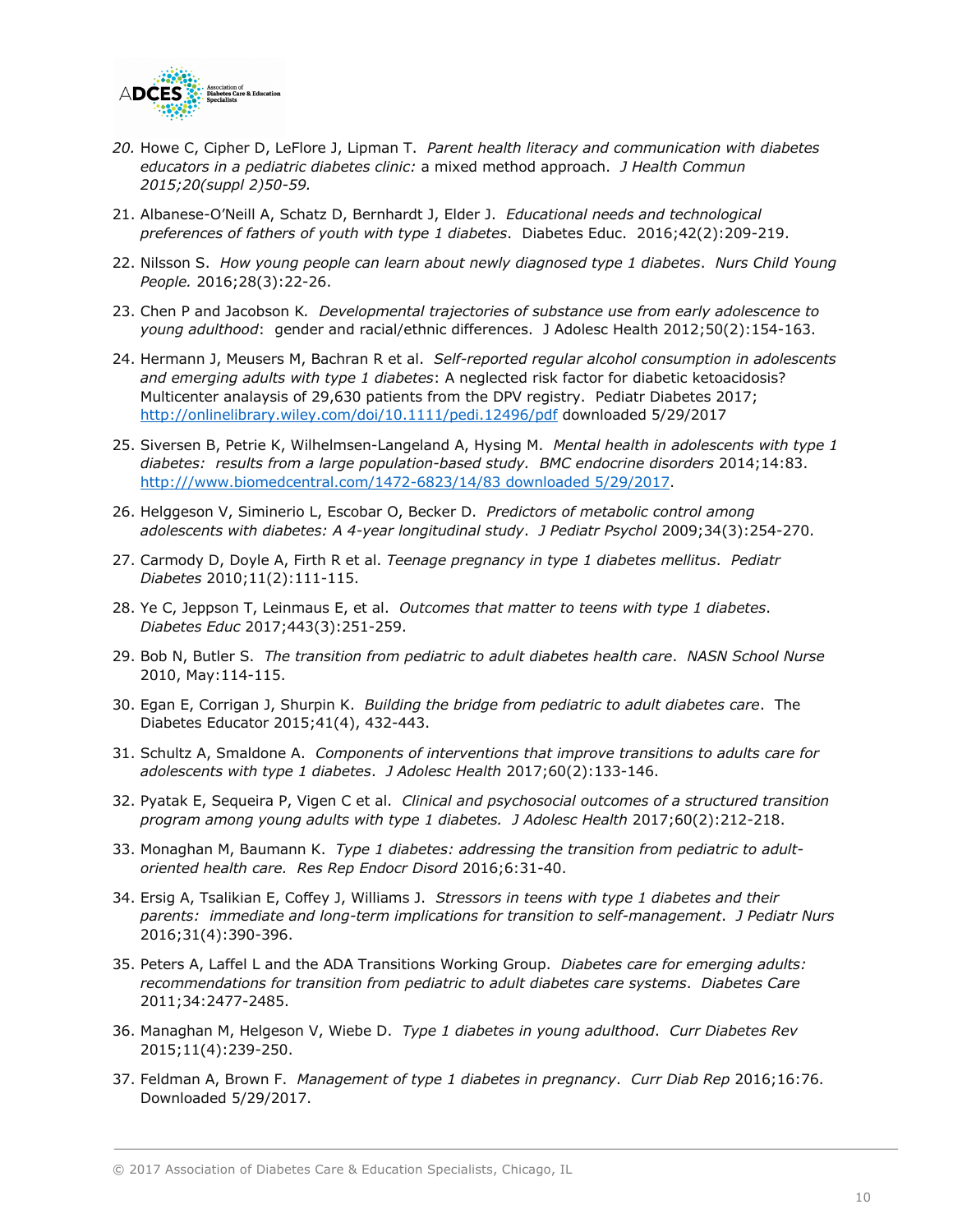20. Howe C, Cipher D, LeFlore J, Lipman T. *Parent health literacy and communication with diabetes educators in a pediatric diabetes clinic:* a mixed method approach. *J Health Commun 2015;20(suppl 2)50-59.*

21. Albanese-O'Neill A, Schatz D, Bernhardt J, Elder J. *Educational needs and technological preferences of fathers of youth with type 1 diabetes*. Diabetes Educ. 2016;42(2):209-219.

22. Nilsson S. *How young people can learn about newly diagnosed type 1 diabetes*. *Nurs Child Young People.* 2016;28(3):22-26.

23. Chen P and Jacobson K. *Developmental trajectories of substance use from early adolescence to young adulthood*: gender and racial/ethnic differences. J Adolesc Health 2012;50(2):154-163.

24. Hermann J, Meusers M, Bachran R et al. *Self-reported regular alcohol consumption in adolescents and emerging adults with type 1 diabetes*: A neglected risk factor for diabetic ketoacidosis? Multicenter analysis of 29,630 patients from the DPV registry. Pediatr Diabetes 2017; http://onlinelibrary.wiley.com/doi/10.1111/pedi.12496/pdf downloaded 5/29/2017

25. Siversen B, Petrie K, Wilhelmsen-Langeland A, Hysing M. *Mental health in adolescents with type 1 diabetes: results from a large population-based study. BMC endocrine disorders* 2014;14:83. http:///www.biomedcentral.com/1472-6823/14/83 downloaded 5/29/2017.

26. Helggeson V, Siminerio L, Escobar O, Becker D. *Predictors of metabolic control among adolescents with diabetes: A 4-year longitudinal study*. *J Pediatr Psychol* 2009;34(3):254-270.

27. Carmody D, Doyle A, Firth R et al. *Teenage pregnancy in type 1 diabetes mellitus*. *Pediatr Diabetes* 2010;11(2):111-115.

28. Ye C, Jeppson T, Leinmaus E, et al. *Outcomes that matter to teens with type 1 diabetes*. *Diabetes Educ* 2017;443(3):251-259.

29. Bob N, Butler S. *The transition from pediatric to adult diabetes health care*. *NASN School Nurse* 2010, May:114-115.

30. Egan E, Corrigan J, Shurpin K. *Building the bridge from pediatric to adult diabetes care*. The Diabetes Educator 2015;41(4), 432-443.

31. Schultz A, Smaldone A. *Components of interventions that improve transitions to adults care for adolescents with type 1 diabetes*. *J Adolesc Health* 2017;60(2):133-146.

32. Pyatak E, Sequeira P, Vigen C et al. *Clinical and psychosocial outcomes of a structured transition program among young adults with type 1 diabetes. J Adolesc Health* 2017;60(2):212-218.

33. Monaghan M, Baumann K. *Type 1 diabetes: addressing the transition from pediatric to adult-oriented health care. Res Rep Endocr Disord* 2016;6:31-40.

34. Ersig A, Tsalikian E, Coffey J, Williams J. *Stressors in teens with type 1 diabetes and their parents: immediate and long-term implications for transition to self-management*. *J Pediatr Nurs* 2016;31(4):390-396.

35. Peters A, Laffel L and the ADA Transitions Working Group. *Diabetes care for emerging adults: recommendations for transition from pediatric to adult diabetes care systems*. *Diabetes Care* 2011;34:2477-2485.

36. Managhan M, Helgeson V, Wiebe D. *Type 1 diabetes in young adulthood*. *Curr Diabetes Rev* 2015;11(4):239-250.

37. Feldman A, Brown F. *Management of type 1 diabetes in pregnancy*. *Curr Diab Rep* 2016;16:76. Downloaded 5/29/2017.

© 2017 Association of Diabetes Care & Education Specialists, Chicago, IL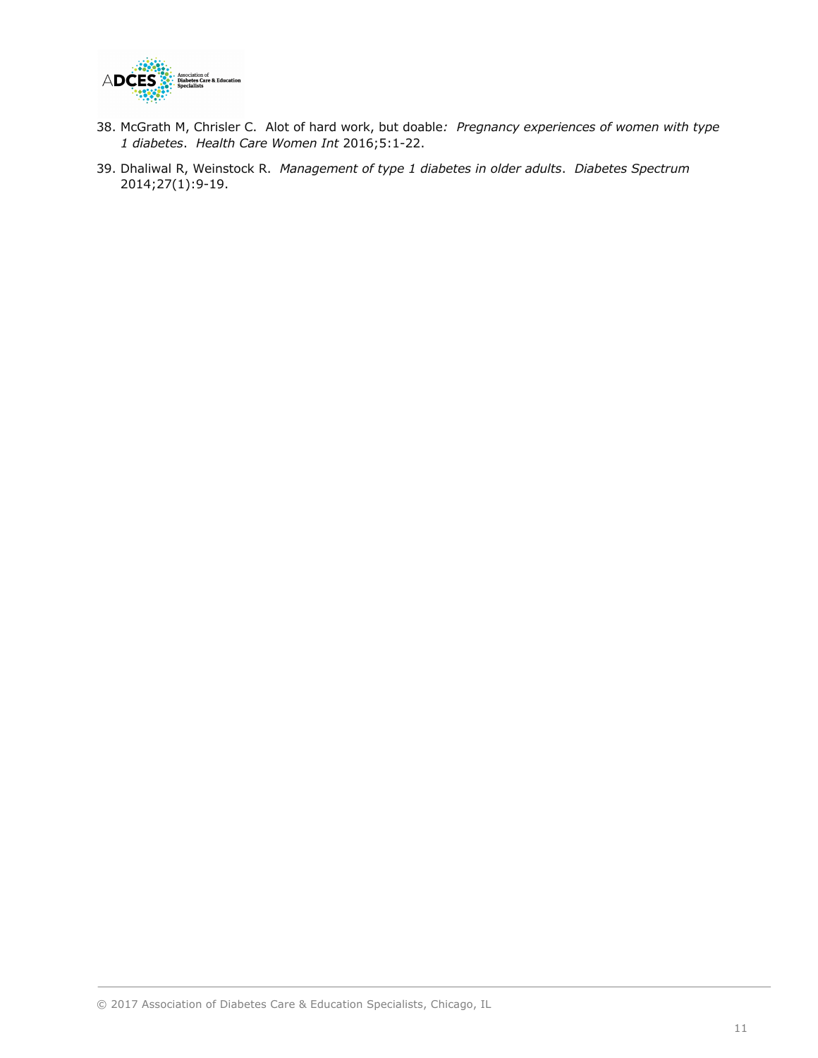38. McGrath M, Chrisler C. Alot of hard work, but doable*: Pregnancy experiences of women with type 1 diabetes*. *Health Care Women Int* 2016;5:1-22.
39. Dhaliwal R, Weinstock R. *Management of type 1 diabetes in older adults*. *Diabetes Spectrum* 2014;27(1):9-19.